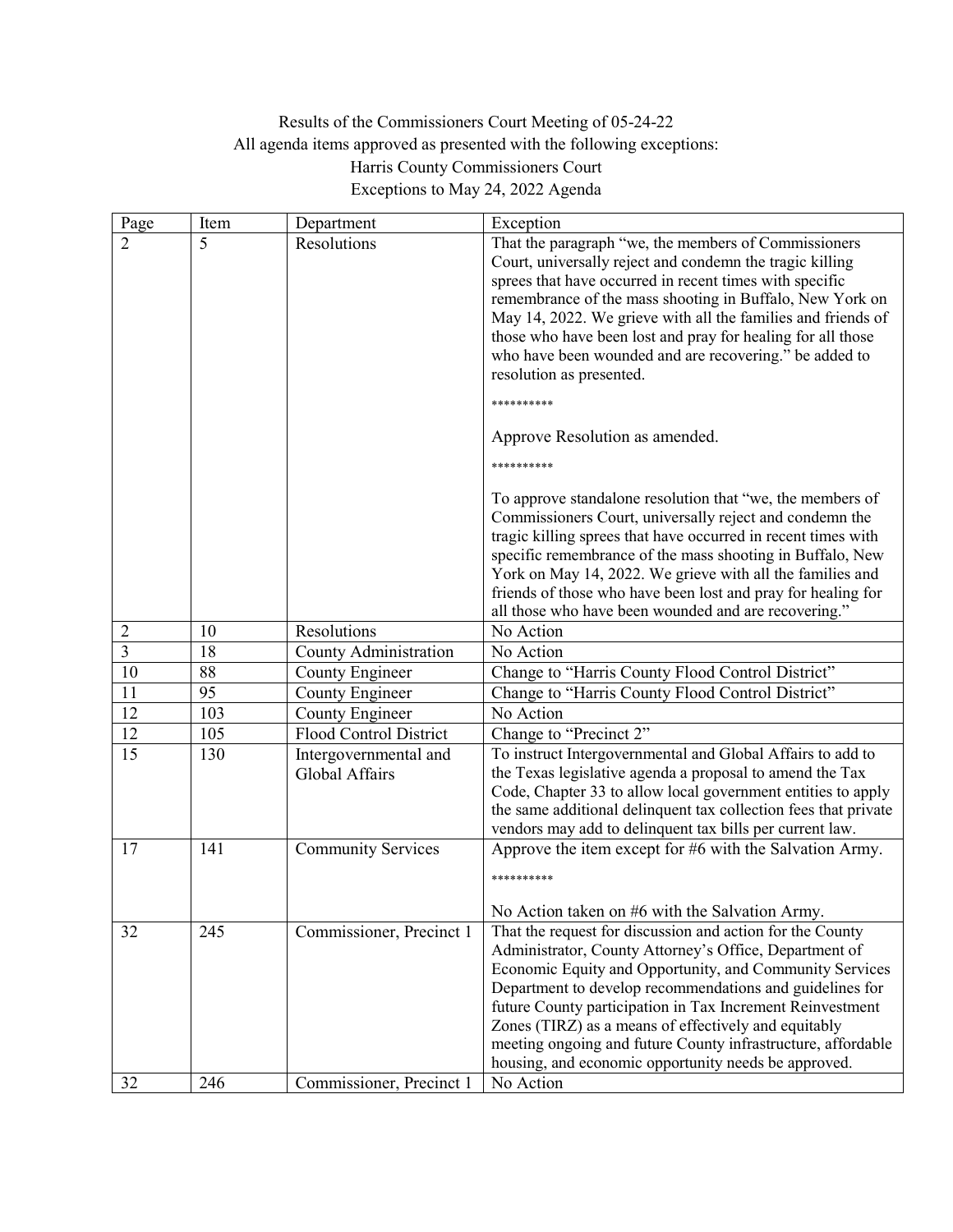Results of the Commissioners Court Meeting of 05-24-22

All agenda items approved as presented with the following exceptions:

Harris County Commissioners Court

Exceptions to May 24, 2022 Agenda

| Page | Item | Department | Exception |
|---|---|---|---|
| 2 | 5 | Resolutions | That the paragraph "we, the members of Commissioners Court, universally reject and condemn the tragic killing sprees that have occurred in recent times with specific remembrance of the mass shooting in Buffalo, New York on May 14, 2022. We grieve with all the families and friends of those who have been lost and pray for healing for all those who have been wounded and are recovering." be added to resolution as presented. <br> ********** <br> Approve Resolution as amended. <br> ********** <br> To approve standalone resolution that "we, the members of Commissioners Court, universally reject and condemn the tragic killing sprees that have occurred in recent times with specific remembrance of the mass shooting in Buffalo, New York on May 14, 2022. We grieve with all the families and friends of those who have been lost and pray for healing for all those who have been wounded and are recovering." |
| 2 | 10 | Resolutions | No Action |
| 3 | 18 | County Administration | No Action |
| 10 | 88 | County Engineer | Change to "Harris County Flood Control District" |
| 11 | 95 | County Engineer | Change to "Harris County Flood Control District" |
| 12 | 103 | County Engineer | No Action |
| 12 | 105 | Flood Control District | Change to "Precinct 2" |
| 15 | 130 | Intergovernmental and Global Affairs | To instruct Intergovernmental and Global Affairs to add to the Texas legislative agenda a proposal to amend the Tax Code, Chapter 33 to allow local government entities to apply the same additional delinquent tax collection fees that private vendors may add to delinquent tax bills per current law. |
| 17 | 141 | Community Services | Approve the item except for #6 with the Salvation Army. <br> ********** <br> No Action taken on #6 with the Salvation Army. |
| 32 | 245 | Commissioner, Precinct 1 | That the request for discussion and action for the County Administrator, County Attorney's Office, Department of Economic Equity and Opportunity, and Community Services Department to develop recommendations and guidelines for future County participation in Tax Increment Reinvestment Zones (TIRZ) as a means of effectively and equitably meeting ongoing and future County infrastructure, affordable housing, and economic opportunity needs be approved. |
| 32 | 246 | Commissioner, Precinct 1 | No Action |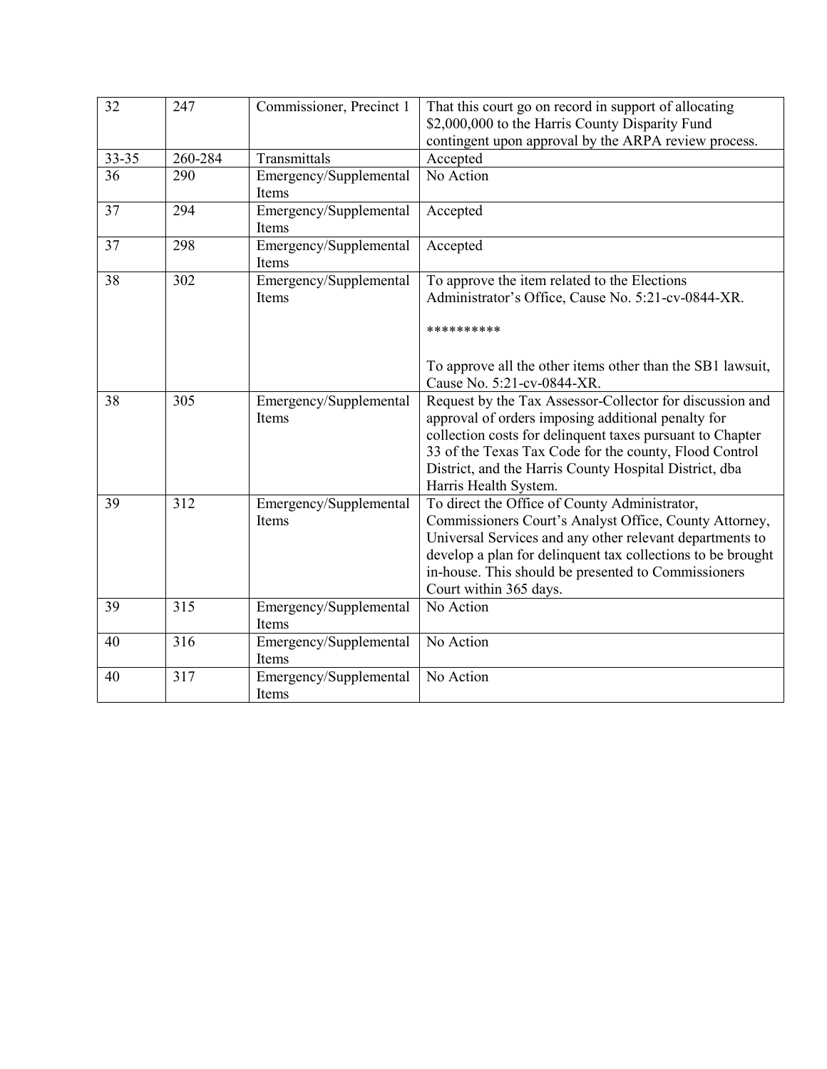| | | | |
|---|---|---|---|
| 32 | 247 | Commissioner, Precinct 1 | That this court go on record in support of allocating $2,000,000 to the Harris County Disparity Fund contingent upon approval by the ARPA review process. |
| 33-35 | 260-284 | Transmittals | Accepted |
| 36 | 290 | Emergency/Supplemental Items | No Action |
| 37 | 294 | Emergency/Supplemental Items | Accepted |
| 37 | 298 | Emergency/Supplemental Items | Accepted |
| 38 | 302 | Emergency/Supplemental Items | To approve the item related to the Elections Administrator's Office, Cause No. 5:21-cv-0844-XR.<br><br>**********<br><br>To approve all the other items other than the SB1 lawsuit, Cause No. 5:21-cv-0844-XR. |
| 38 | 305 | Emergency/Supplemental Items | Request by the Tax Assessor-Collector for discussion and approval of orders imposing additional penalty for collection costs for delinquent taxes pursuant to Chapter 33 of the Texas Tax Code for the county, Flood Control District, and the Harris County Hospital District, dba Harris Health System. |
| 39 | 312 | Emergency/Supplemental Items | To direct the Office of County Administrator, Commissioners Court's Analyst Office, County Attorney, Universal Services and any other relevant departments to develop a plan for delinquent tax collections to be brought in-house. This should be presented to Commissioners Court within 365 days. |
| 39 | 315 | Emergency/Supplemental Items | No Action |
| 40 | 316 | Emergency/Supplemental Items | No Action |
| 40 | 317 | Emergency/Supplemental Items | No Action |